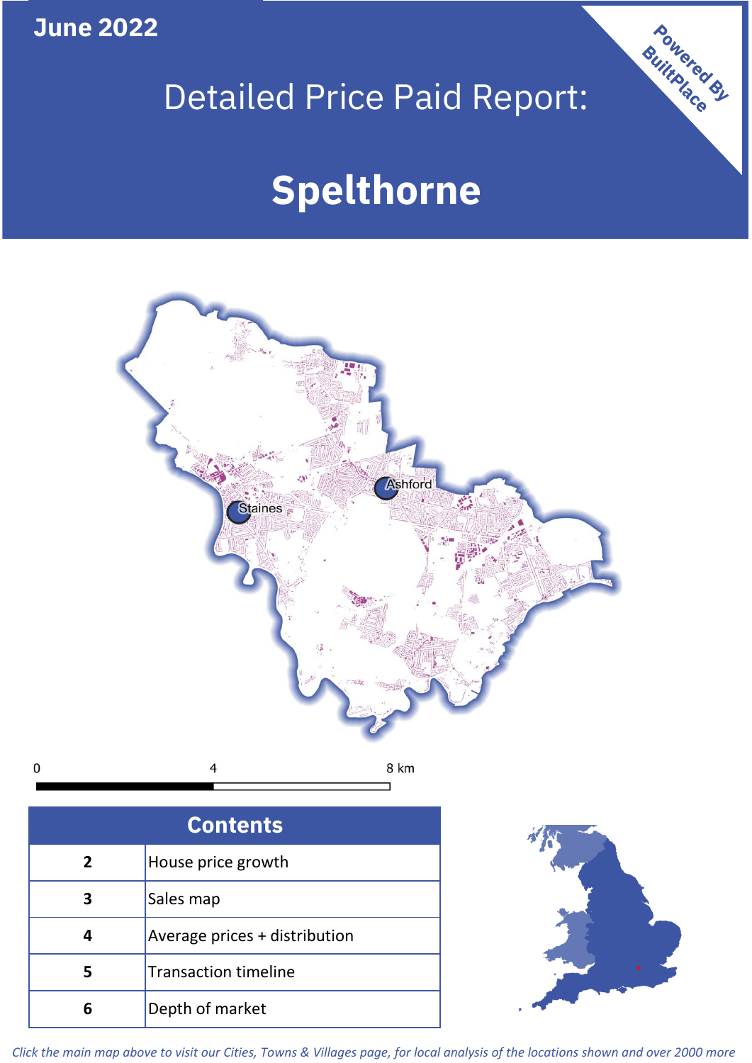June 2022

# Detailed Price Paid Report:

# Spelthorne

Powered By BuiltPlace

Staines

Ashford

0 4 8 km

| Contents | |
|---|---|
| 2 | House price growth |
| 3 | Sales map |
| 4 | Average prices + distribution |
| 5 | Transaction timeline |
| 6 | Depth of market |

*Click the main map above to visit our Cities, Towns & Villages page, for local analysis of the locations shown and over 2000 more*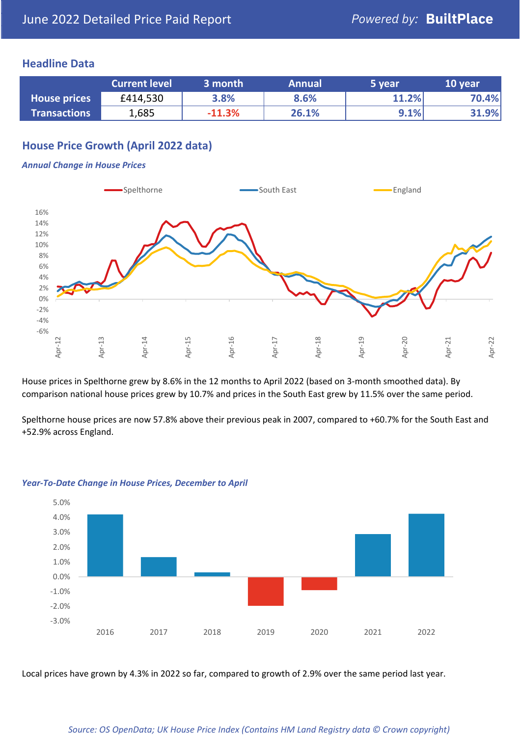June 2022 Detailed Price Paid Report

Powered by: **BuiltPlace**

## Headline Data

| | Current level | 3 month | Annual | 5 year | 10 year |
|---|---|---|---|---|---|
| **House prices** | £414,530 | 3.8% | 8.6% | 11.2% | 70.4% |
| **Transactions** | 1,685 | -11.3% | 26.1% | 9.1% | 31.9% |

## House Price Growth (April 2022 data)

*Annual Change in House Prices*

House prices in Spelthorne grew by 8.6% in the 12 months to April 2022 (based on 3-month smoothed data). By comparison national house prices grew by 10.7% and prices in the South East grew by 11.5% over the same period.

Spelthorne house prices are now 57.8% above their previous peak in 2007, compared to +60.7% for the South East and +52.9% across England.

*Year-To-Date Change in House Prices, December to April*

Local prices have grown by 4.3% in 2022 so far, compared to growth of 2.9% over the same period last year.

*Source: OS OpenData; UK House Price Index (Contains HM Land Registry data © Crown copyright)*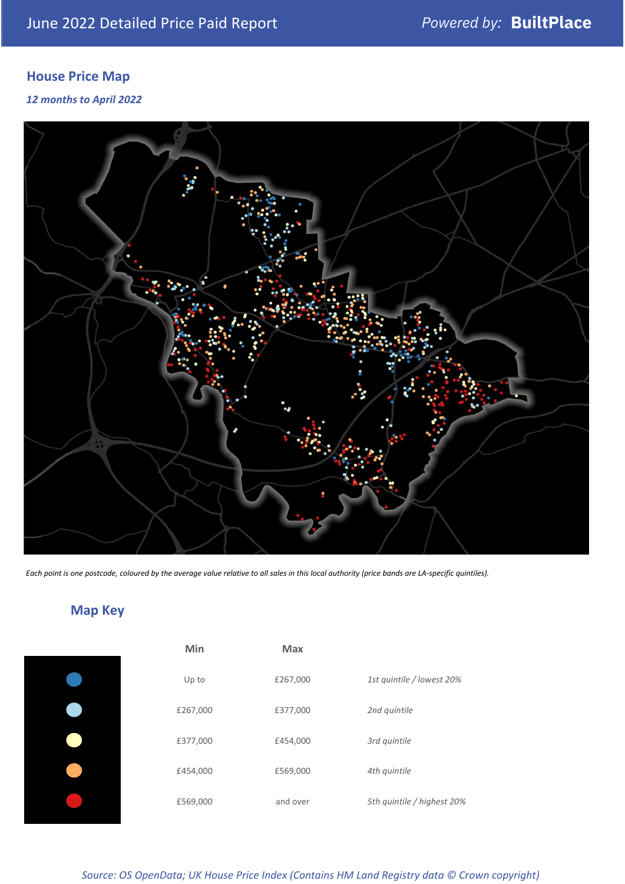## House Price Map

*12 months to April 2022*

*Each point is one postcode, coloured by the average value relative to all sales in this local authority (price bands are LA-specific quintiles).*

## Map Key

| | Min | Max | |
|---|---|---|---|
| | Up to | £267,000 | *1st quintile / lowest 20%* |
| | £267,000 | £377,000 | *2nd quintile* |
| | £377,000 | £454,000 | *3rd quintile* |
| | £454,000 | £569,000 | *4th quintile* |
| | £569,000 | and over | *5th quintile / highest 20%* |

*Source: OS OpenData; UK House Price Index (Contains HM Land Registry data © Crown copyright)*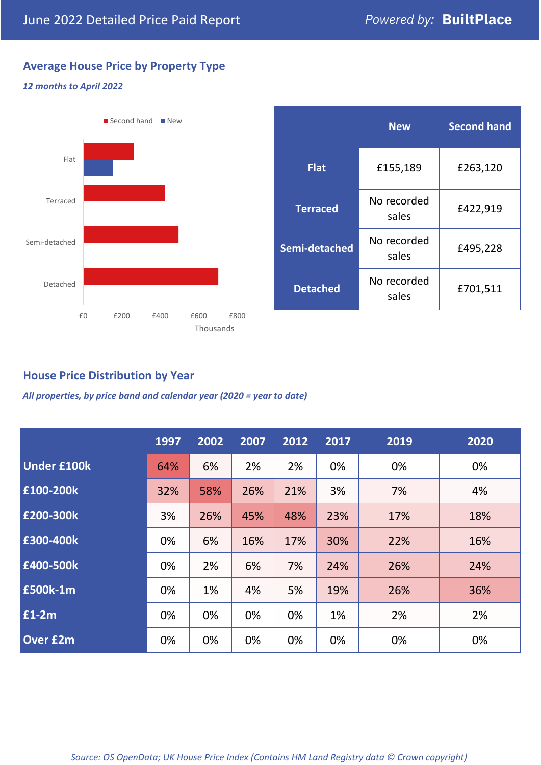June 2022 Detailed Price Paid Report — *Powered by:* **BuiltPlace**

## Average House Price by Property Type

*12 months to April 2022*

|  | New | Second hand |
|---|---|---|
| **Flat** | £155,189 | £263,120 |
| **Terraced** | No recorded sales | £422,919 |
| **Semi-detached** | No recorded sales | £495,228 |
| **Detached** | No recorded sales | £701,511 |

## House Price Distribution by Year

*All properties, by price band and calendar year (2020 = year to date)*

|  | 1997 | 2002 | 2007 | 2012 | 2017 | 2019 | 2020 |
|---|---|---|---|---|---|---|---|
| **Under £100k** | 64% | 6% | 2% | 2% | 0% | 0% | 0% |
| **£100-200k** | 32% | 58% | 26% | 21% | 3% | 7% | 4% |
| **£200-300k** | 3% | 26% | 45% | 48% | 23% | 17% | 18% |
| **£300-400k** | 0% | 6% | 16% | 17% | 30% | 22% | 16% |
| **£400-500k** | 0% | 2% | 6% | 7% | 24% | 26% | 24% |
| **£500k-1m** | 0% | 1% | 4% | 5% | 19% | 26% | 36% |
| **£1-2m** | 0% | 0% | 0% | 0% | 1% | 2% | 2% |
| **Over £2m** | 0% | 0% | 0% | 0% | 0% | 0% | 0% |

*Source: OS OpenData; UK House Price Index (Contains HM Land Registry data © Crown copyright)*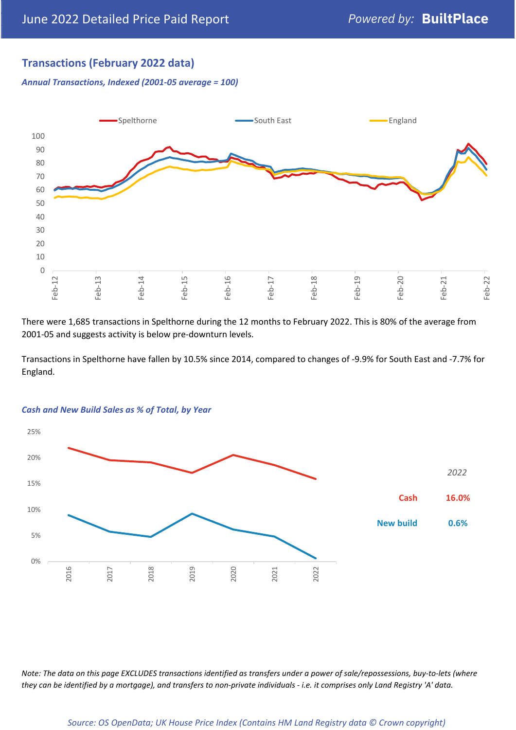## Transactions (February 2022 data)

*Annual Transactions, Indexed (2001-05 average = 100)*

There were 1,685 transactions in Spelthorne during the 12 months to February 2022. This is 80% of the average from 2001-05 and suggests activity is below pre-downturn levels.

Transactions in Spelthorne have fallen by 10.5% since 2014, compared to changes of -9.9% for South East and -7.7% for England.

*Cash and New Build Sales as % of Total, by Year*

| 2022 | |
|---|---|
| Cash | 16.0% |
| New build | 0.6% |

*Note: The data on this page EXCLUDES transactions identified as transfers under a power of sale/repossessions, buy-to-lets (where they can be identified by a mortgage), and transfers to non-private individuals - i.e. it comprises only Land Registry 'A' data.*

*Source: OS OpenData; UK House Price Index (Contains HM Land Registry data © Crown copyright)*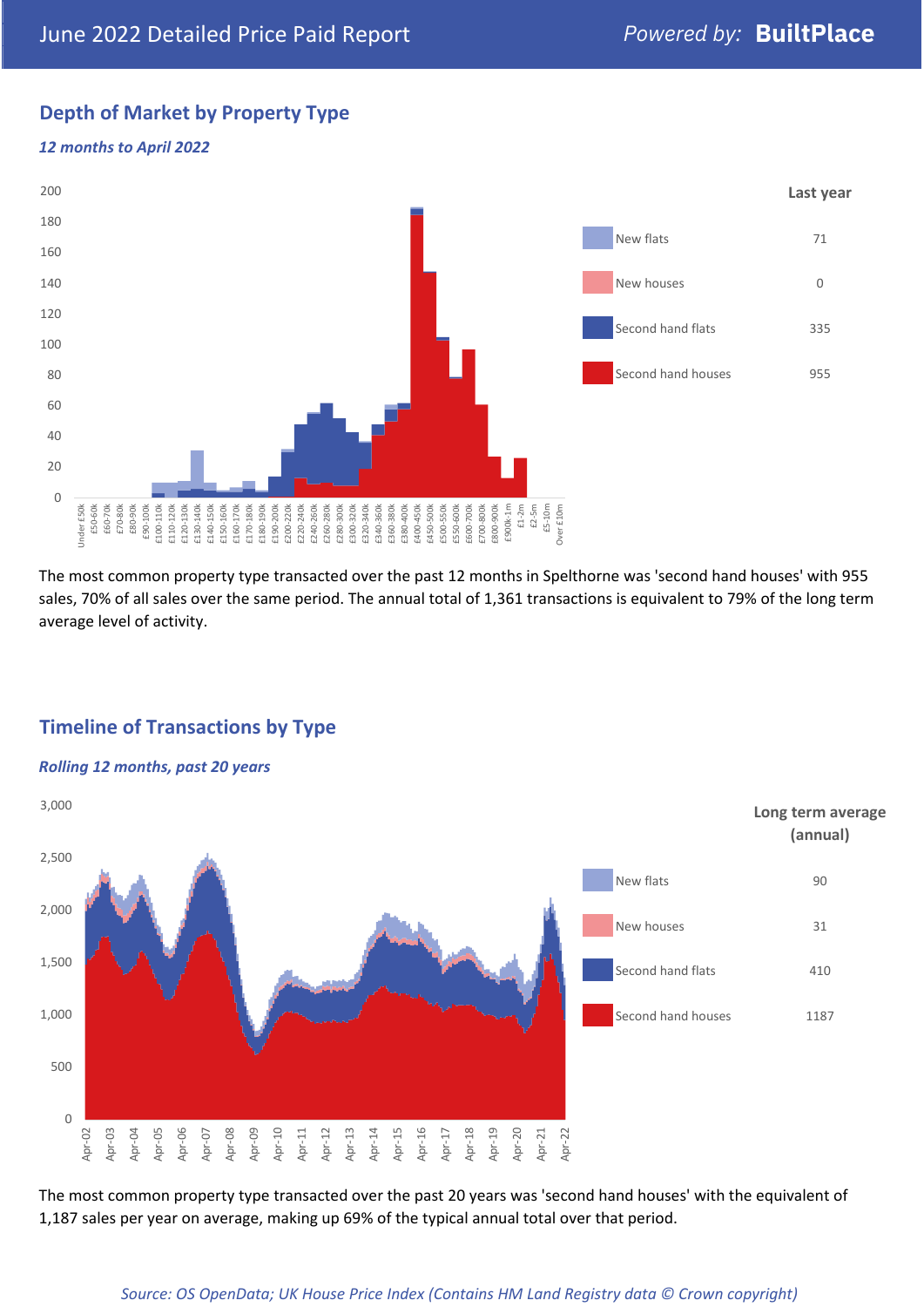June 2022 Detailed Price Paid Report

*Powered by:* **BuiltPlace**

## Depth of Market by Property Type

***12 months to April 2022***

200
180
160
140
120
100
80
60
40
20
0

Under £50k, £50-60k, £60-70k, £70-80k, £80-90k, £90-100k, £100-110k, £110-120k, £120-130k, £130-140k, £140-150k, £150-160k, £160-170k, £170-180k, £180-190k, £190-200k, £200-220k, £220-240k, £240-260k, £260-280k, £280-300k, £300-320k, £320-340k, £340-360k, £360-380k, £380-400k, £400-450k, £450-500k, £500-550k, £550-600k, £600-700k, £700-800k, £800-900k, £900k-1m, £1-2m, £2-5m, £5-10m, Over £10m

**Last year**

New flats 71

New houses 0

Second hand flats 335

Second hand houses 955

The most common property type transacted over the past 12 months in Spelthorne was 'second hand houses' with 955 sales, 70% of all sales over the same period. The annual total of 1,361 transactions is equivalent to 79% of the long term average level of activity.

## Timeline of Transactions by Type

***Rolling 12 months, past 20 years***

3,000
2,500
2,000
1,500
1,000
500
0

Apr-02, Apr-03, Apr-04, Apr-05, Apr-06, Apr-07, Apr-08, Apr-09, Apr-10, Apr-11, Apr-12, Apr-13, Apr-14, Apr-15, Apr-16, Apr-17, Apr-18, Apr-19, Apr-20, Apr-21, Apr-22

**Long term average (annual)**

New flats 90

New houses 31

Second hand flats 410

Second hand houses 1187

The most common property type transacted over the past 20 years was 'second hand houses' with the equivalent of 1,187 sales per year on average, making up 69% of the typical annual total over that period.

*Source: OS OpenData; UK House Price Index (Contains HM Land Registry data © Crown copyright)*